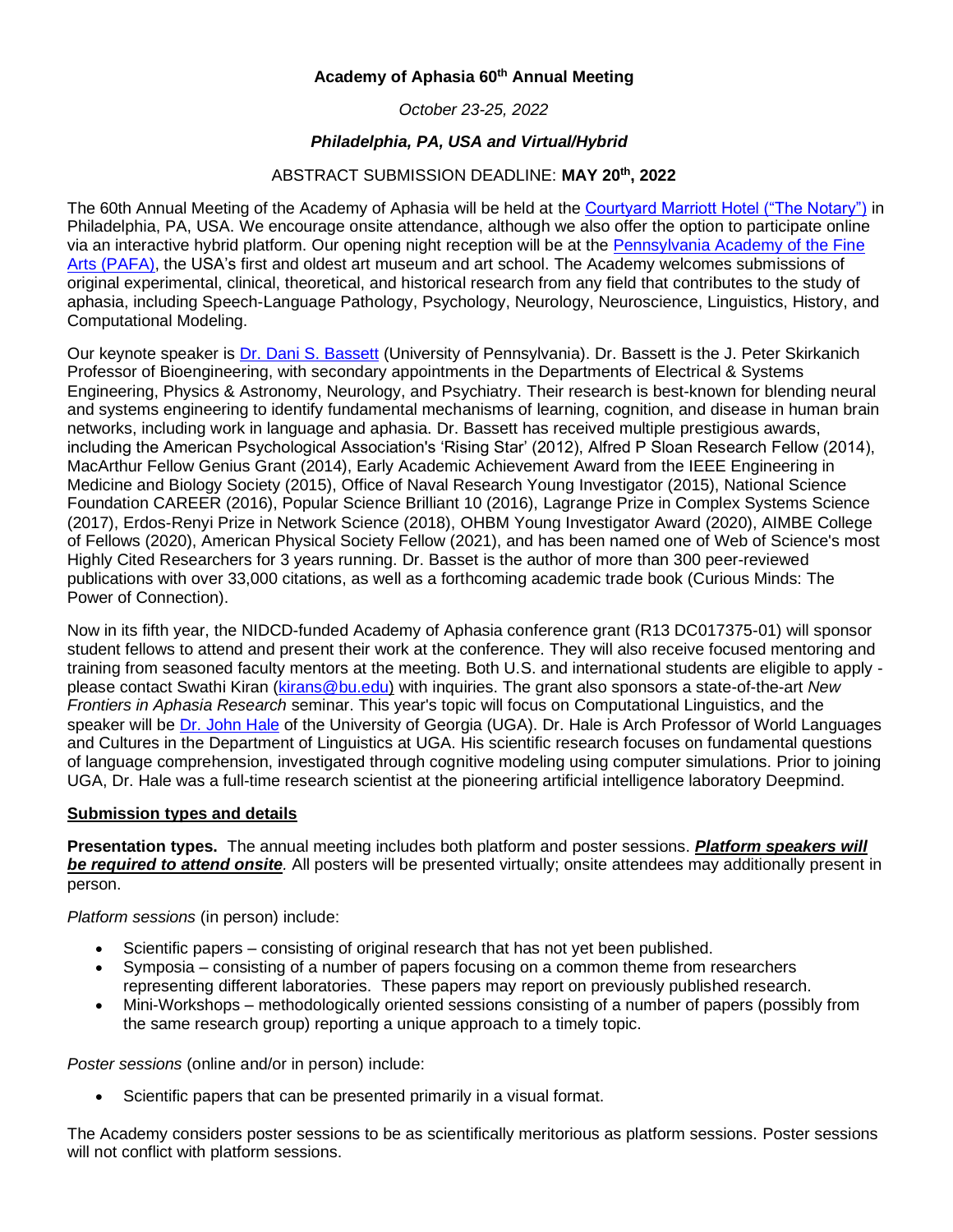**Academy of Aphasia 60th Annual Meeting**

*October 23-25, 2022*

***Philadelphia, PA, USA and Virtual/Hybrid***

ABSTRACT SUBMISSION DEADLINE: **MAY 20th, 2022**

The 60th Annual Meeting of the Academy of Aphasia will be held at the Courtyard Marriott Hotel ("The Notary") in Philadelphia, PA, USA. We encourage onsite attendance, although we also offer the option to participate online via an interactive hybrid platform. Our opening night reception will be at the Pennsylvania Academy of the Fine Arts (PAFA), the USA's first and oldest art museum and art school. The Academy welcomes submissions of original experimental, clinical, theoretical, and historical research from any field that contributes to the study of aphasia, including Speech-Language Pathology, Psychology, Neurology, Neuroscience, Linguistics, History, and Computational Modeling.

Our keynote speaker is Dr. Dani S. Bassett (University of Pennsylvania). Dr. Bassett is the J. Peter Skirkanich Professor of Bioengineering, with secondary appointments in the Departments of Electrical & Systems Engineering, Physics & Astronomy, Neurology, and Psychiatry. Their research is best-known for blending neural and systems engineering to identify fundamental mechanisms of learning, cognition, and disease in human brain networks, including work in language and aphasia. Dr. Bassett has received multiple prestigious awards, including the American Psychological Association's 'Rising Star' (2012), Alfred P Sloan Research Fellow (2014), MacArthur Fellow Genius Grant (2014), Early Academic Achievement Award from the IEEE Engineering in Medicine and Biology Society (2015), Office of Naval Research Young Investigator (2015), National Science Foundation CAREER (2016), Popular Science Brilliant 10 (2016), Lagrange Prize in Complex Systems Science (2017), Erdos-Renyi Prize in Network Science (2018), OHBM Young Investigator Award (2020), AIMBE College of Fellows (2020), American Physical Society Fellow (2021), and has been named one of Web of Science's most Highly Cited Researchers for 3 years running. Dr. Basset is the author of more than 300 peer-reviewed publications with over 33,000 citations, as well as a forthcoming academic trade book (Curious Minds: The Power of Connection).

Now in its fifth year, the NIDCD-funded Academy of Aphasia conference grant (R13 DC017375-01) will sponsor student fellows to attend and present their work at the conference. They will also receive focused mentoring and training from seasoned faculty mentors at the meeting. Both U.S. and international students are eligible to apply - please contact Swathi Kiran (kirans@bu.edu) with inquiries. The grant also sponsors a state-of-the-art *New Frontiers in Aphasia Research* seminar. This year's topic will focus on Computational Linguistics, and the speaker will be Dr. John Hale of the University of Georgia (UGA). Dr. Hale is Arch Professor of World Languages and Cultures in the Department of Linguistics at UGA. His scientific research focuses on fundamental questions of language comprehension, investigated through cognitive modeling using computer simulations. Prior to joining UGA, Dr. Hale was a full-time research scientist at the pioneering artificial intelligence laboratory Deepmind.

## Submission types and details

**Presentation types.** The annual meeting includes both platform and poster sessions. ***Platform speakers will be required to attend onsite***. All posters will be presented virtually; onsite attendees may additionally present in person.

*Platform sessions* (in person) include:

- Scientific papers – consisting of original research that has not yet been published.
- Symposia – consisting of a number of papers focusing on a common theme from researchers representing different laboratories. These papers may report on previously published research.
- Mini-Workshops – methodologically oriented sessions consisting of a number of papers (possibly from the same research group) reporting a unique approach to a timely topic.

*Poster sessions* (online and/or in person) include:

- Scientific papers that can be presented primarily in a visual format.

The Academy considers poster sessions to be as scientifically meritorious as platform sessions. Poster sessions will not conflict with platform sessions.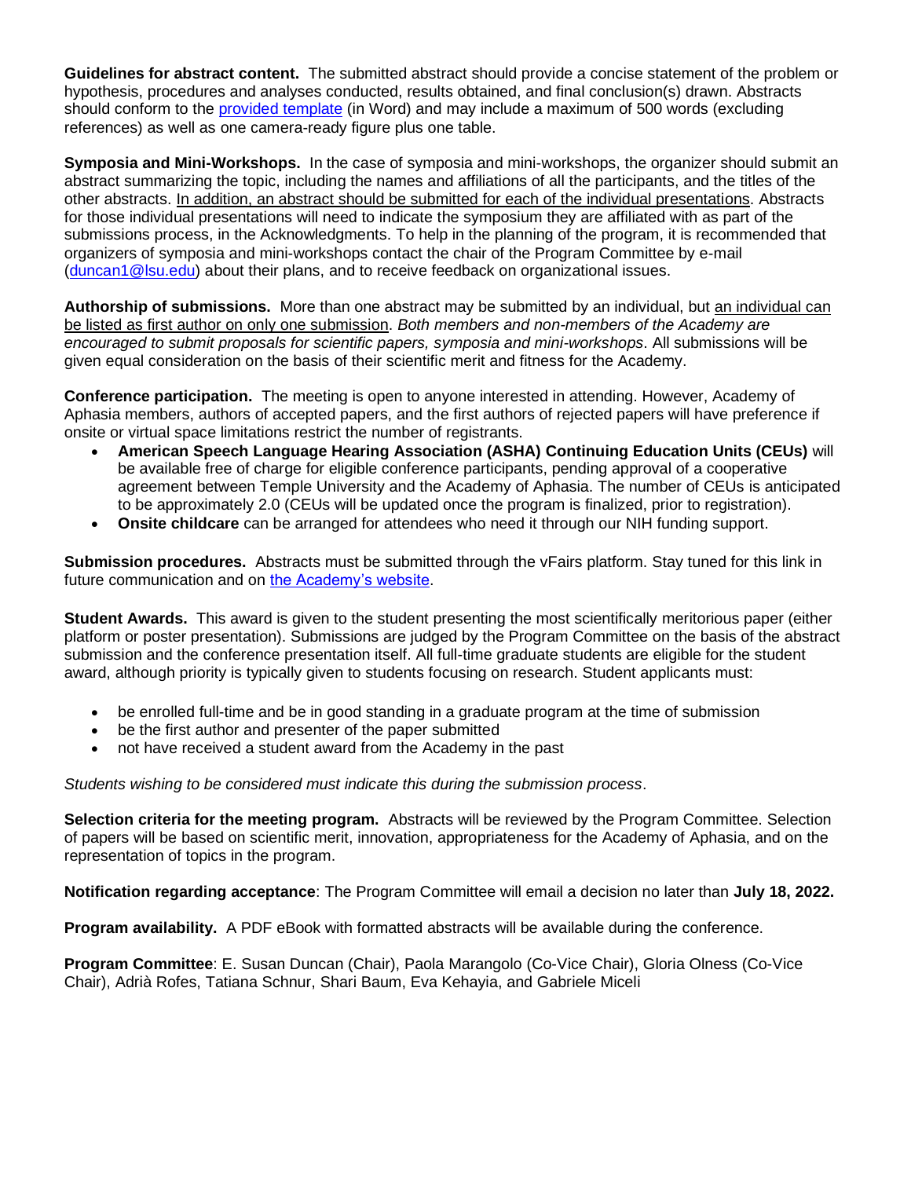**Guidelines for abstract content.** The submitted abstract should provide a concise statement of the problem or hypothesis, procedures and analyses conducted, results obtained, and final conclusion(s) drawn. Abstracts should conform to the provided template (in Word) and may include a maximum of 500 words (excluding references) as well as one camera-ready figure plus one table.

**Symposia and Mini-Workshops.** In the case of symposia and mini-workshops, the organizer should submit an abstract summarizing the topic, including the names and affiliations of all the participants, and the titles of the other abstracts. In addition, an abstract should be submitted for each of the individual presentations. Abstracts for those individual presentations will need to indicate the symposium they are affiliated with as part of the submissions process, in the Acknowledgments. To help in the planning of the program, it is recommended that organizers of symposia and mini-workshops contact the chair of the Program Committee by e-mail (duncan1@lsu.edu) about their plans, and to receive feedback on organizational issues.

**Authorship of submissions.** More than one abstract may be submitted by an individual, but an individual can be listed as first author on only one submission. *Both members and non-members of the Academy are encouraged to submit proposals for scientific papers, symposia and mini-workshops*. All submissions will be given equal consideration on the basis of their scientific merit and fitness for the Academy.

**Conference participation.** The meeting is open to anyone interested in attending. However, Academy of Aphasia members, authors of accepted papers, and the first authors of rejected papers will have preference if onsite or virtual space limitations restrict the number of registrants.

- **American Speech Language Hearing Association (ASHA) Continuing Education Units (CEUs)** will be available free of charge for eligible conference participants, pending approval of a cooperative agreement between Temple University and the Academy of Aphasia. The number of CEUs is anticipated to be approximately 2.0 (CEUs will be updated once the program is finalized, prior to registration).
- **Onsite childcare** can be arranged for attendees who need it through our NIH funding support.

**Submission procedures.** Abstracts must be submitted through the vFairs platform. Stay tuned for this link in future communication and on the Academy's website.

**Student Awards.** This award is given to the student presenting the most scientifically meritorious paper (either platform or poster presentation). Submissions are judged by the Program Committee on the basis of the abstract submission and the conference presentation itself. All full-time graduate students are eligible for the student award, although priority is typically given to students focusing on research. Student applicants must:

- be enrolled full-time and be in good standing in a graduate program at the time of submission
- be the first author and presenter of the paper submitted
- not have received a student award from the Academy in the past

*Students wishing to be considered must indicate this during the submission process*.

**Selection criteria for the meeting program.** Abstracts will be reviewed by the Program Committee. Selection of papers will be based on scientific merit, innovation, appropriateness for the Academy of Aphasia, and on the representation of topics in the program.

**Notification regarding acceptance**: The Program Committee will email a decision no later than **July 18, 2022.**

**Program availability.** A PDF eBook with formatted abstracts will be available during the conference.

**Program Committee**: E. Susan Duncan (Chair), Paola Marangolo (Co-Vice Chair), Gloria Olness (Co-Vice Chair), Adrià Rofes, Tatiana Schnur, Shari Baum, Eva Kehayia, and Gabriele Miceli